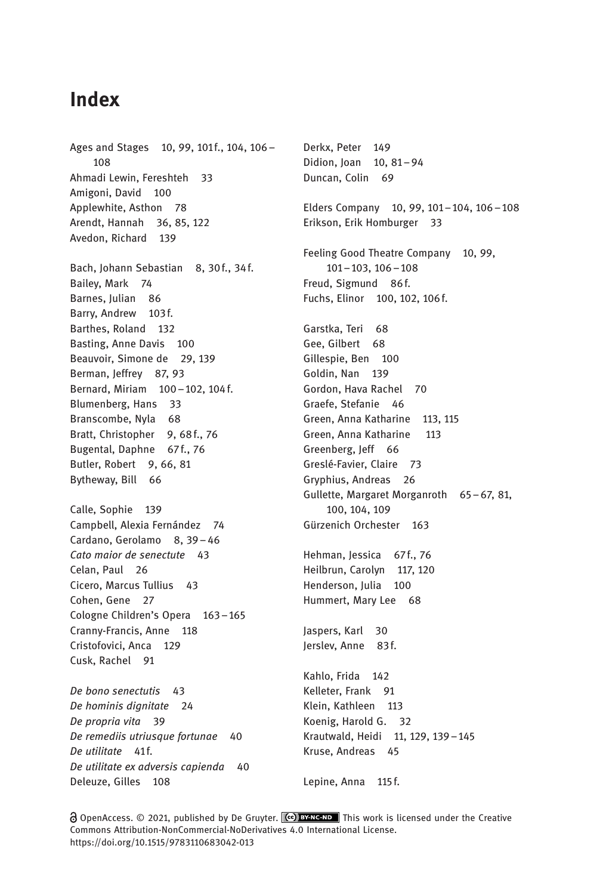# Index

Ages and Stages 10, 99, 101 f., 104, 106 – 108
Ahmadi Lewin, Fereshteh 33
Amigoni, David 100
Applewhite, Asthon 78
Arendt, Hannah 36, 85, 122
Avedon, Richard 139

Bach, Johann Sebastian 8, 30 f., 34 f.
Bailey, Mark 74
Barnes, Julian 86
Barry, Andrew 103 f.
Barthes, Roland 132
Basting, Anne Davis 100
Beauvoir, Simone de 29, 139
Berman, Jeffrey 87, 93
Bernard, Miriam 100 – 102, 104 f.
Blumenberg, Hans 33
Branscombe, Nyla 68
Bratt, Christopher 9, 68 f., 76
Bugental, Daphne 67 f., 76
Butler, Robert 9, 66, 81
Bytheway, Bill 66

Calle, Sophie 139
Campbell, Alexia Fernández 74
Cardano, Gerolamo 8, 39 – 46
*Cato maior de senectute* 43
Celan, Paul 26
Cicero, Marcus Tullius 43
Cohen, Gene 27
Cologne Children's Opera 163 – 165
Cranny-Francis, Anne 118
Cristofovici, Anca 129
Cusk, Rachel 91

*De bono senectutis* 43
*De hominis dignitate* 24
*De propria vita* 39
*De remediis utriusque fortunae* 40
*De utilitate* 41 f.
*De utilitate ex adversis capienda* 40
Deleuze, Gilles 108

Derkx, Peter 149
Didion, Joan 10, 81 – 94
Duncan, Colin 69

Elders Company 10, 99, 101 – 104, 106 – 108
Erikson, Erik Homburger 33

Feeling Good Theatre Company 10, 99, 101 – 103, 106 – 108
Freud, Sigmund 86 f.
Fuchs, Elinor 100, 102, 106 f.

Garstka, Teri 68
Gee, Gilbert 68
Gillespie, Ben 100
Goldin, Nan 139
Gordon, Hava Rachel 70
Graefe, Stefanie 46
Green, Anna Katharine 113, 115
Green, Anna Katharine 113
Greenberg, Jeff 66
Greslé-Favier, Claire 73
Gryphius, Andreas 26
Gullette, Margaret Morganroth 65 – 67, 81, 100, 104, 109
Gürzenich Orchester 163

Hehman, Jessica 67 f., 76
Heilbrun, Carolyn 117, 120
Henderson, Julia 100
Hummert, Mary Lee 68

Jaspers, Karl 30
Jerslev, Anne 83 f.

Kahlo, Frida 142
Kelleter, Frank 91
Klein, Kathleen 113
Koenig, Harold G. 32
Krautwald, Heidi 11, 129, 139 – 145
Kruse, Andreas 45

Lepine, Anna 115 f.

OpenAccess. © 2021, published by De Gruyter. This work is licensed under the Creative Commons Attribution-NonCommercial-NoDerivatives 4.0 International License.
https://doi.org/10.1515/9783110683042-013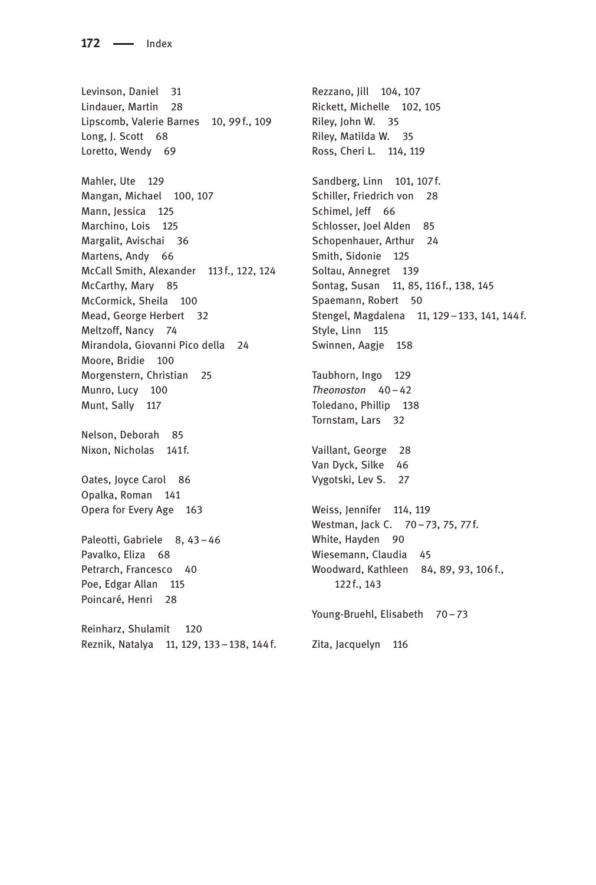Levinson, Daniel 31
Lindauer, Martin 28
Lipscomb, Valerie Barnes 10, 99 f., 109
Long, J. Scott 68
Loretto, Wendy 69

Mahler, Ute 129
Mangan, Michael 100, 107
Mann, Jessica 125
Marchino, Lois 125
Margalit, Avischai 36
Martens, Andy 66
McCall Smith, Alexander 113 f., 122, 124
McCarthy, Mary 85
McCormick, Sheila 100
Mead, George Herbert 32
Meltzoff, Nancy 74
Mirandola, Giovanni Pico della 24
Moore, Bridie 100
Morgenstern, Christian 25
Munro, Lucy 100
Munt, Sally 117

Nelson, Deborah 85
Nixon, Nicholas 141 f.

Oates, Joyce Carol 86
Opalka, Roman 141
Opera for Every Age 163

Paleotti, Gabriele 8, 43 – 46
Pavalko, Eliza 68
Petrarch, Francesco 40
Poe, Edgar Allan 115
Poincaré, Henri 28

Reinharz, Shulamit 120
Reznik, Natalya 11, 129, 133 – 138, 144 f.

Rezzano, Jill 104, 107
Rickett, Michelle 102, 105
Riley, John W. 35
Riley, Matilda W. 35
Ross, Cheri L. 114, 119

Sandberg, Linn 101, 107 f.
Schiller, Friedrich von 28
Schimel, Jeff 66
Schlosser, Joel Alden 85
Schopenhauer, Arthur 24
Smith, Sidonie 125
Soltau, Annegret 139
Sontag, Susan 11, 85, 116 f., 138, 145
Spaemann, Robert 50
Stengel, Magdalena 11, 129 – 133, 141, 144 f.
Style, Linn 115
Swinnen, Aagje 158

Taubhorn, Ingo 129
*Theonoston* 40 – 42
Toledano, Phillip 138
Tornstam, Lars 32

Vaillant, George 28
Van Dyck, Silke 46
Vygotski, Lev S. 27

Weiss, Jennifer 114, 119
Westman, Jack C. 70 – 73, 75, 77 f.
White, Hayden 90
Wiesemann, Claudia 45
Woodward, Kathleen 84, 89, 93, 106 f., 122 f., 143

Young-Bruehl, Elisabeth 70 – 73

Zita, Jacquelyn 116